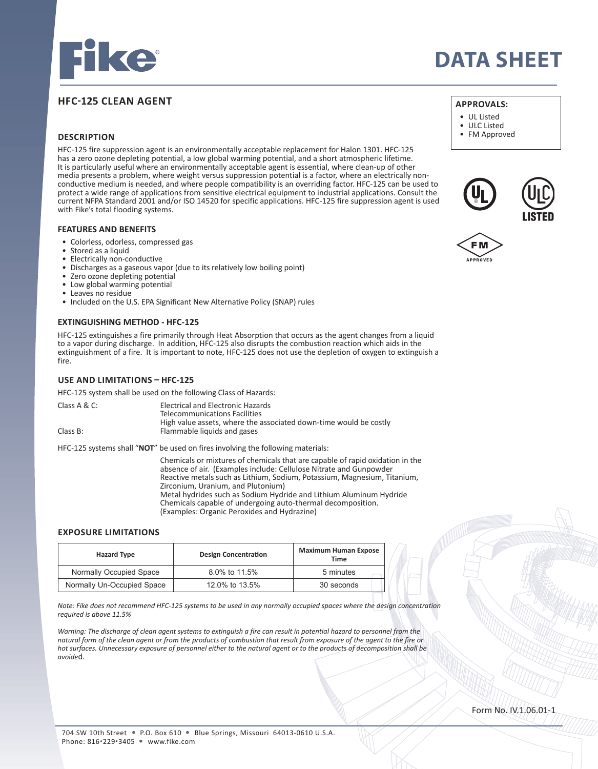# DATA SHEET

## HFC-125 CLEAN AGENT

**APPROVALS:**

- UL Listed
- ULC Listed
- FM Approved

### DESCRIPTION

HFC-125 fire suppression agent is an environmentally acceptable replacement for Halon 1301. HFC-125 has a zero ozone depleting potential, a low global warming potential, and a short atmospheric lifetime. It is particularly useful where an environmentally acceptable agent is essential, where clean-up of other media presents a problem, where weight versus suppression potential is a factor, where an electrically non-conductive medium is needed, and where people compatibility is an overriding factor. HFC-125 can be used to protect a wide range of applications from sensitive electrical equipment to industrial applications. Consult the current NFPA Standard 2001 and/or ISO 14520 for specific applications. HFC-125 fire suppression agent is used with Fike's total flooding systems.

### FEATURES AND BENEFITS

- Colorless, odorless, compressed gas
- Stored as a liquid
- Electrically non-conductive
- Discharges as a gaseous vapor (due to its relatively low boiling point)
- Zero ozone depleting potential
- Low global warming potential
- Leaves no residue
- Included on the U.S. EPA Significant New Alternative Policy (SNAP) rules

### EXTINGUISHING METHOD - HFC-125

HFC-125 extinguishes a fire primarily through Heat Absorption that occurs as the agent changes from a liquid to a vapor during discharge. In addition, HFC-125 also disrupts the combustion reaction which aids in the extinguishment of a fire. It is important to note, HFC-125 does not use the depletion of oxygen to extinguish a fire.

### USE AND LIMITATIONS – HFC-125

HFC-125 system shall be used on the following Class of Hazards:

Class A & C: Electrical and Electronic Hazards
Telecommunications Facilities
High value assets, where the associated down-time would be costly

Class B: Flammable liquids and gases

HFC-125 systems shall "**NOT**" be used on fires involving the following materials:

Chemicals or mixtures of chemicals that are capable of rapid oxidation in the absence of air. (Examples include: Cellulose Nitrate and Gunpowder
Reactive metals such as Lithium, Sodium, Potassium, Magnesium, Titanium, Zirconium, Uranium, and Plutonium)
Metal hydrides such as Sodium Hydride and Lithium Aluminum Hydride
Chemicals capable of undergoing auto-thermal decomposition.
(Examples: Organic Peroxides and Hydrazine)

### EXPOSURE LIMITATIONS

| Hazard Type | Design Concentration | Maximum Human Expose Time |
|---|---|---|
| Normally Occupied Space | 8.0% to 11.5% | 5 minutes |
| Normally Un-Occupied Space | 12.0% to 13.5% | 30 seconds |

*Note: Fike does not recommend HFC-125 systems to be used in any normally occupied spaces where the design concentration required is above 11.5%*

*Warning: The discharge of clean agent systems to extinguish a fire can result in potential hazard to personnel from the natural form of the clean agent or from the products of combustion that result from exposure of the agent to the fire or hot surfaces. Unnecessary exposure of personnel either to the natural agent or to the products of decomposition shall be avoided.*

Form No. IV.1.06.01-1

704 SW 10th Street • P.O. Box 610 • Blue Springs, Missouri 64013-0610 U.S.A.
Phone: 816•229•3405 • www.fike.com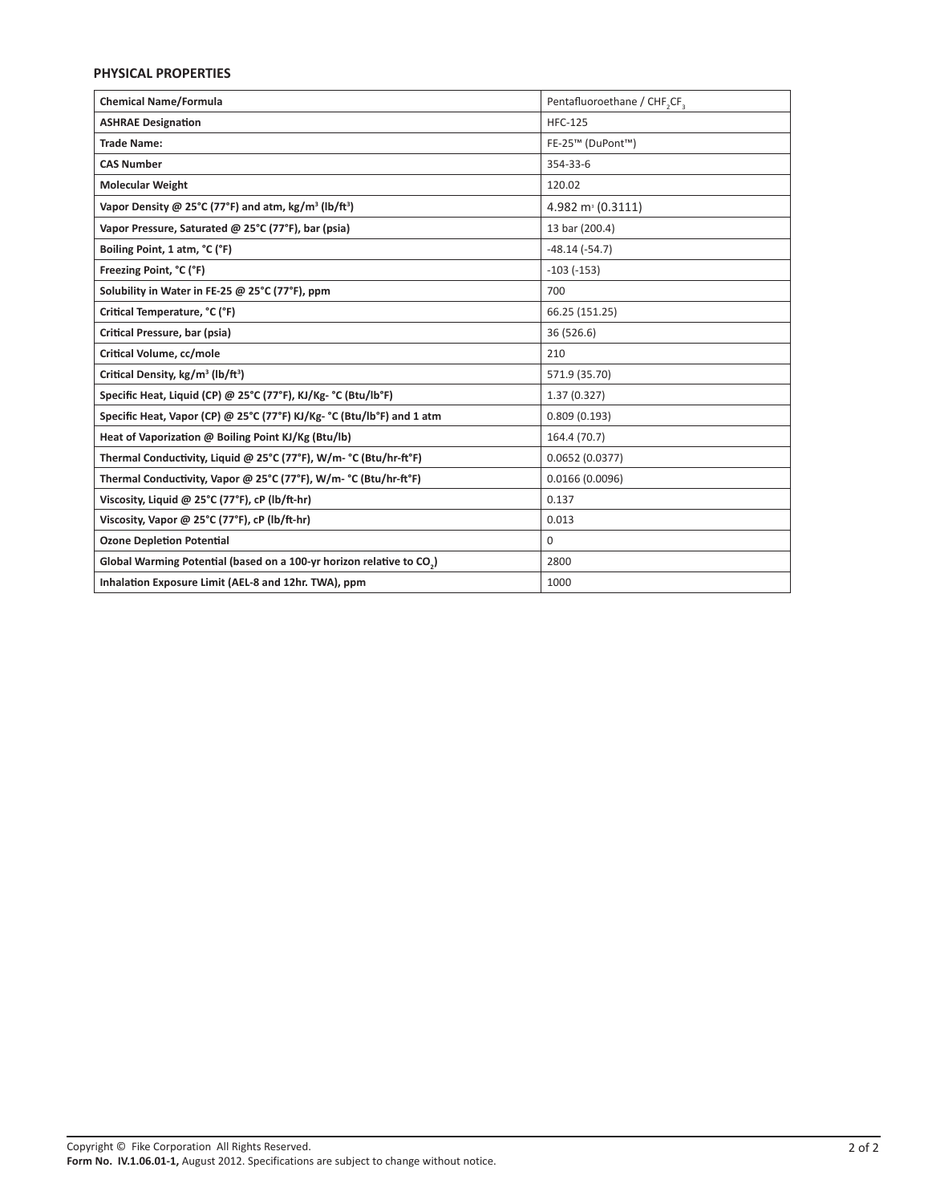**PHYSICAL PROPERTIES**

| | |
|---|---|
| **Chemical Name/Formula** | Pentafluoroethane / $CHF_2CF_3$ |
| **ASHRAE Designation** | HFC-125 |
| **Trade Name:** | FE-25™ (DuPont™) |
| **CAS Number** | 354-33-6 |
| **Molecular Weight** | 120.02 |
| **Vapor Density @ 25°C (77°F) and atm, kg/m³ (lb/ft³)** | 4.982 m³ (0.3111) |
| **Vapor Pressure, Saturated @ 25°C (77°F), bar (psia)** | 13 bar (200.4) |
| **Boiling Point, 1 atm, °C (°F)** | -48.14 (-54.7) |
| **Freezing Point, °C (°F)** | -103 (-153) |
| **Solubility in Water in FE-25 @ 25°C (77°F), ppm** | 700 |
| **Critical Temperature, °C (°F)** | 66.25 (151.25) |
| **Critical Pressure, bar (psia)** | 36 (526.6) |
| **Critical Volume, cc/mole** | 210 |
| **Critical Density, kg/m³ (lb/ft³)** | 571.9 (35.70) |
| **Specific Heat, Liquid (CP) @ 25°C (77°F), KJ/Kg- °C (Btu/lb°F)** | 1.37 (0.327) |
| **Specific Heat, Vapor (CP) @ 25°C (77°F) KJ/Kg- °C (Btu/lb°F) and 1 atm** | 0.809 (0.193) |
| **Heat of Vaporization @ Boiling Point KJ/Kg (Btu/lb)** | 164.4 (70.7) |
| **Thermal Conductivity, Liquid @ 25°C (77°F), W/m- °C (Btu/hr-ft°F)** | 0.0652 (0.0377) |
| **Thermal Conductivity, Vapor @ 25°C (77°F), W/m- °C (Btu/hr-ft°F)** | 0.0166 (0.0096) |
| **Viscosity, Liquid @ 25°C (77°F), cP (lb/ft-hr)** | 0.137 |
| **Viscosity, Vapor @ 25°C (77°F), cP (lb/ft-hr)** | 0.013 |
| **Ozone Depletion Potential** | 0 |
| **Global Warming Potential (based on a 100-yr horizon relative to $CO_2$)** | 2800 |
| **Inhalation Exposure Limit (AEL-8 and 12hr. TWA), ppm** | 1000 |

Copyright © Fike Corporation All Rights Reserved.
**Form No. IV.1.06.01-1,** August 2012. Specifications are subject to change without notice.